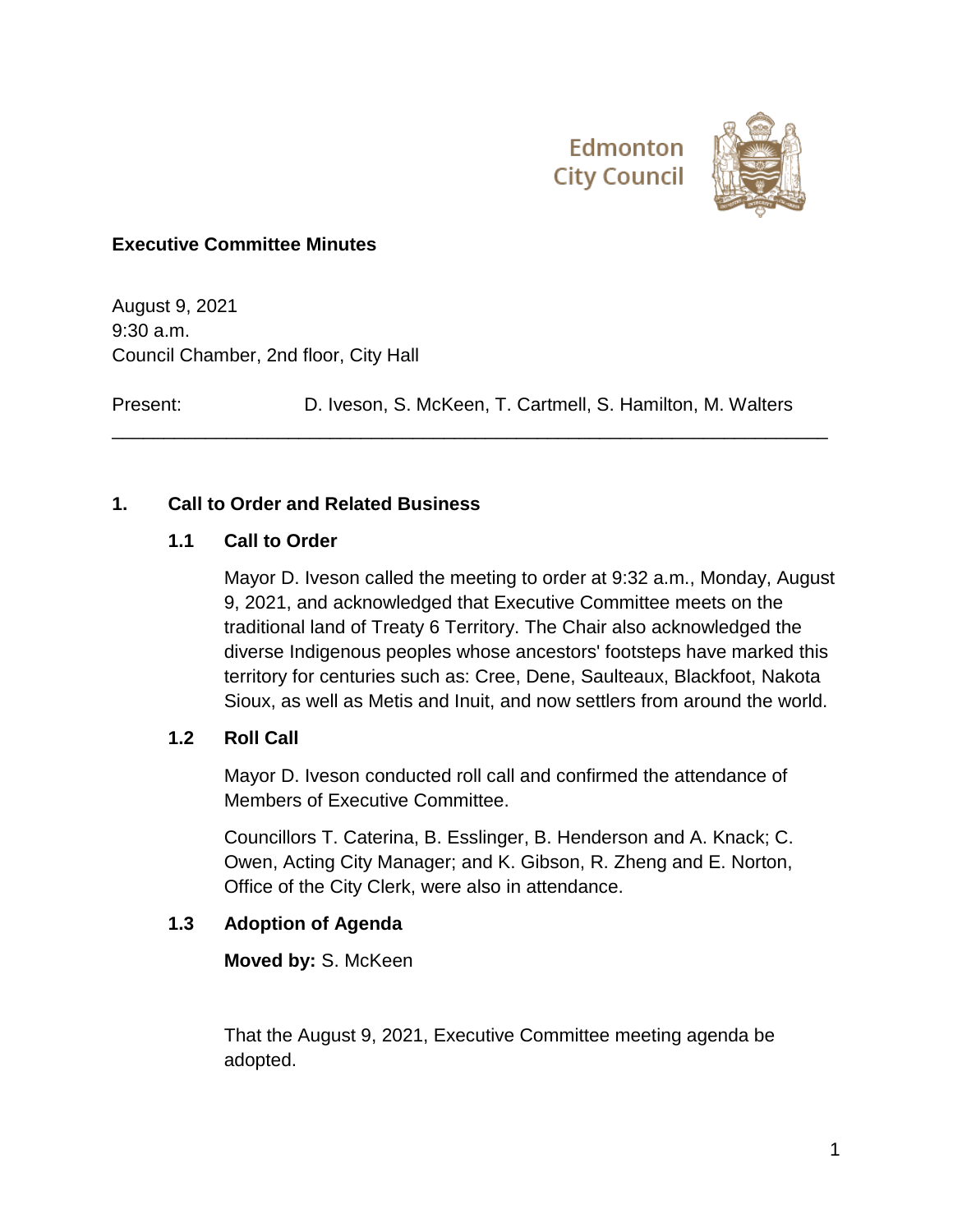Edmonton City Council

# Executive Committee Minutes

August 9, 2021
9:30 a.m.
Council Chamber, 2nd floor, City Hall

Present: D. Iveson, S. McKeen, T. Cartmell, S. Hamilton, M. Walters

---

## 1. Call to Order and Related Business

### 1.1 Call to Order

Mayor D. Iveson called the meeting to order at 9:32 a.m., Monday, August 9, 2021, and acknowledged that Executive Committee meets on the traditional land of Treaty 6 Territory. The Chair also acknowledged the diverse Indigenous peoples whose ancestors' footsteps have marked this territory for centuries such as: Cree, Dene, Saulteaux, Blackfoot, Nakota Sioux, as well as Metis and Inuit, and now settlers from around the world.

### 1.2 Roll Call

Mayor D. Iveson conducted roll call and confirmed the attendance of Members of Executive Committee.

Councillors T. Caterina, B. Esslinger, B. Henderson and A. Knack; C. Owen, Acting City Manager; and K. Gibson, R. Zheng and E. Norton, Office of the City Clerk, were also in attendance.

### 1.3 Adoption of Agenda

**Moved by:** S. McKeen

That the August 9, 2021, Executive Committee meeting agenda be adopted.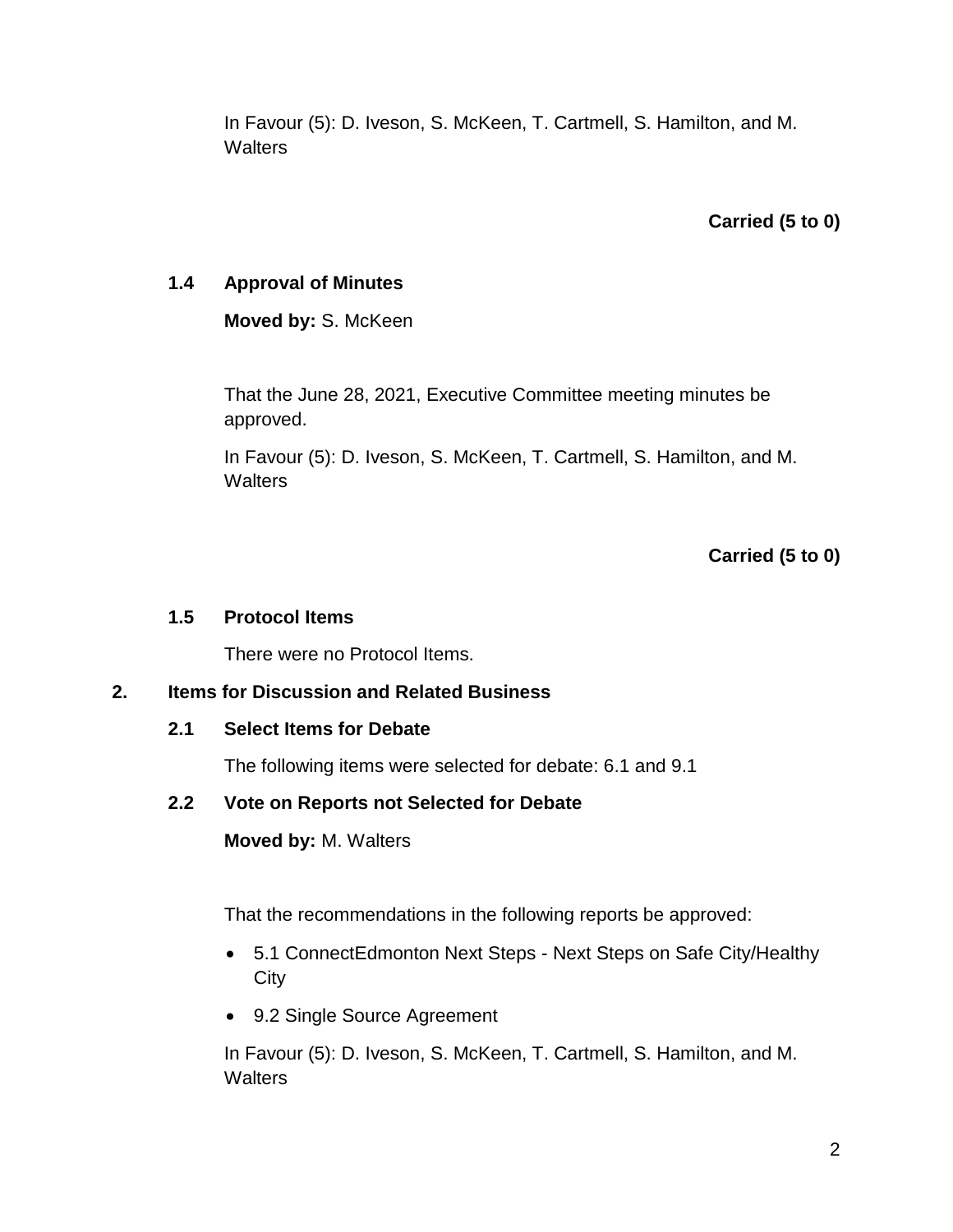In Favour (5): D. Iveson, S. McKeen, T. Cartmell, S. Hamilton, and M. Walters

**Carried (5 to 0)**

### 1.4 Approval of Minutes

**Moved by:** S. McKeen

That the June 28, 2021, Executive Committee meeting minutes be approved.

In Favour (5): D. Iveson, S. McKeen, T. Cartmell, S. Hamilton, and M. Walters

**Carried (5 to 0)**

### 1.5 Protocol Items

There were no Protocol Items.

## 2. Items for Discussion and Related Business

### 2.1 Select Items for Debate

The following items were selected for debate: 6.1 and 9.1

### 2.2 Vote on Reports not Selected for Debate

**Moved by:** M. Walters

That the recommendations in the following reports be approved:

- 5.1 ConnectEdmonton Next Steps - Next Steps on Safe City/Healthy City
- 9.2 Single Source Agreement

In Favour (5): D. Iveson, S. McKeen, T. Cartmell, S. Hamilton, and M. Walters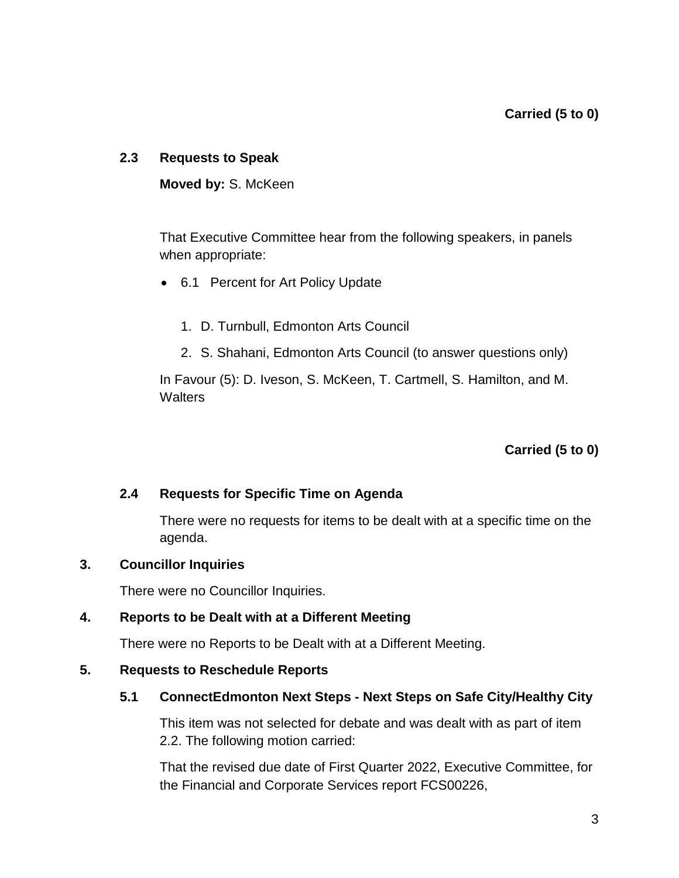**Carried (5 to 0)**

### 2.3 Requests to Speak

**Moved by:** S. McKeen

That Executive Committee hear from the following speakers, in panels when appropriate:

- 6.1 Percent for Art Policy Update

    1. D. Turnbull, Edmonton Arts Council
    2. S. Shahani, Edmonton Arts Council (to answer questions only)

In Favour (5): D. Iveson, S. McKeen, T. Cartmell, S. Hamilton, and M. Walters

**Carried (5 to 0)**

### 2.4 Requests for Specific Time on Agenda

There were no requests for items to be dealt with at a specific time on the agenda.

## 3. Councillor Inquiries

There were no Councillor Inquiries.

## 4. Reports to be Dealt with at a Different Meeting

There were no Reports to be Dealt with at a Different Meeting.

## 5. Requests to Reschedule Reports

### 5.1 ConnectEdmonton Next Steps - Next Steps on Safe City/Healthy City

This item was not selected for debate and was dealt with as part of item 2.2. The following motion carried:

That the revised due date of First Quarter 2022, Executive Committee, for the Financial and Corporate Services report FCS00226,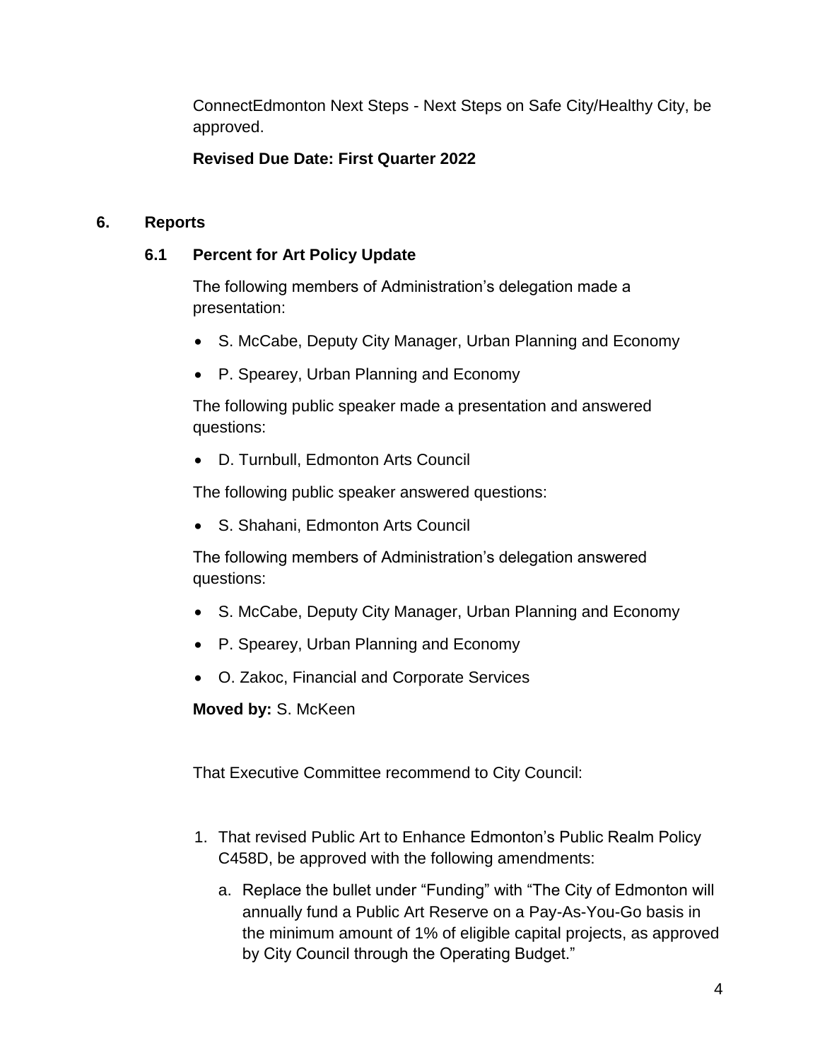ConnectEdmonton Next Steps - Next Steps on Safe City/Healthy City, be approved.

**Revised Due Date: First Quarter 2022**

## 6. Reports

### 6.1 Percent for Art Policy Update

The following members of Administration's delegation made a presentation:

- S. McCabe, Deputy City Manager, Urban Planning and Economy
- P. Spearey, Urban Planning and Economy

The following public speaker made a presentation and answered questions:

- D. Turnbull, Edmonton Arts Council

The following public speaker answered questions:

- S. Shahani, Edmonton Arts Council

The following members of Administration's delegation answered questions:

- S. McCabe, Deputy City Manager, Urban Planning and Economy
- P. Spearey, Urban Planning and Economy
- O. Zakoc, Financial and Corporate Services

**Moved by:** S. McKeen

That Executive Committee recommend to City Council:

1. That revised Public Art to Enhance Edmonton's Public Realm Policy C458D, be approved with the following amendments:
   a. Replace the bullet under "Funding" with "The City of Edmonton will annually fund a Public Art Reserve on a Pay-As-You-Go basis in the minimum amount of 1% of eligible capital projects, as approved by City Council through the Operating Budget."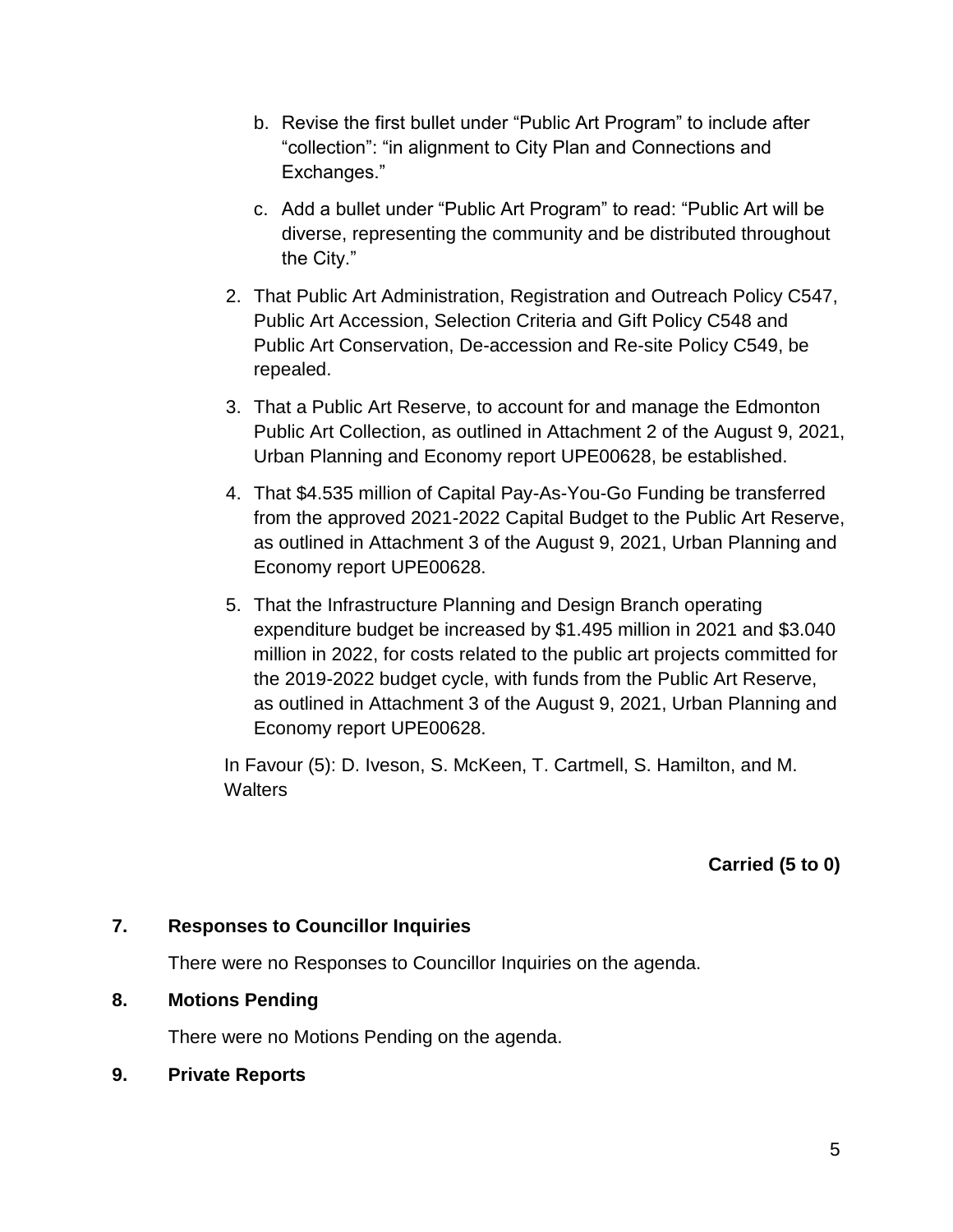b. Revise the first bullet under “Public Art Program” to include after “collection”: “in alignment to City Plan and Connections and Exchanges.”

c. Add a bullet under “Public Art Program” to read: “Public Art will be diverse, representing the community and be distributed throughout the City.”

2. That Public Art Administration, Registration and Outreach Policy C547, Public Art Accession, Selection Criteria and Gift Policy C548 and Public Art Conservation, De-accession and Re-site Policy C549, be repealed.
3. That a Public Art Reserve, to account for and manage the Edmonton Public Art Collection, as outlined in Attachment 2 of the August 9, 2021, Urban Planning and Economy report UPE00628, be established.
4. That $4.535 million of Capital Pay-As-You-Go Funding be transferred from the approved 2021-2022 Capital Budget to the Public Art Reserve, as outlined in Attachment 3 of the August 9, 2021, Urban Planning and Economy report UPE00628.
5. That the Infrastructure Planning and Design Branch operating expenditure budget be increased by $1.495 million in 2021 and $3.040 million in 2022, for costs related to the public art projects committed for the 2019-2022 budget cycle, with funds from the Public Art Reserve, as outlined in Attachment 3 of the August 9, 2021, Urban Planning and Economy report UPE00628.

In Favour (5): D. Iveson, S. McKeen, T. Cartmell, S. Hamilton, and M. Walters

**Carried (5 to 0)**

## 7. Responses to Councillor Inquiries

There were no Responses to Councillor Inquiries on the agenda.

## 8. Motions Pending

There were no Motions Pending on the agenda.

## 9. Private Reports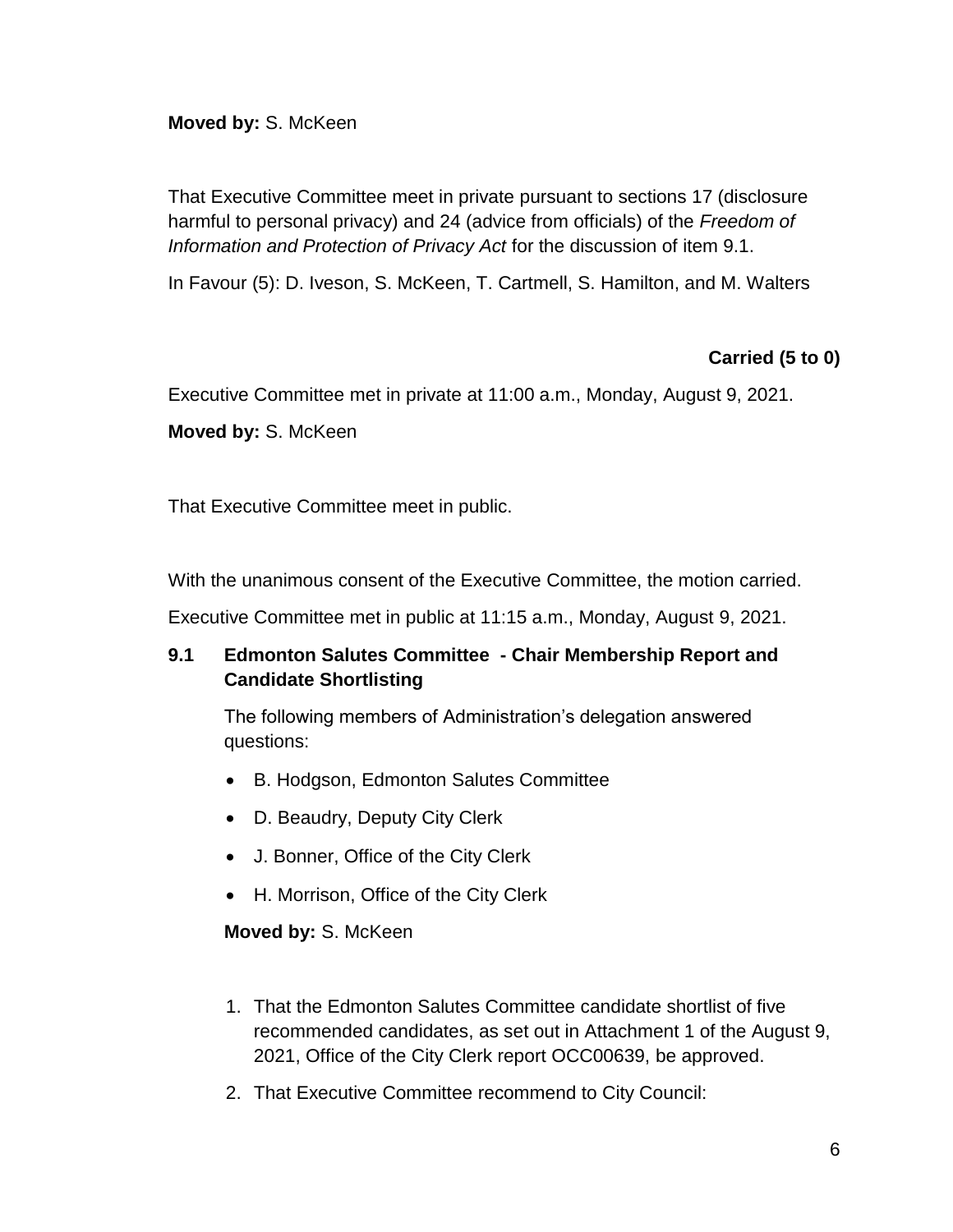**Moved by:** S. McKeen

That Executive Committee meet in private pursuant to sections 17 (disclosure harmful to personal privacy) and 24 (advice from officials) of the *Freedom of Information and Protection of Privacy Act* for the discussion of item 9.1.

In Favour (5): D. Iveson, S. McKeen, T. Cartmell, S. Hamilton, and M. Walters

**Carried (5 to 0)**

Executive Committee met in private at 11:00 a.m., Monday, August 9, 2021.

**Moved by:** S. McKeen

That Executive Committee meet in public.

With the unanimous consent of the Executive Committee, the motion carried.

Executive Committee met in public at 11:15 a.m., Monday, August 9, 2021.

### 9.1 Edmonton Salutes Committee - Chair Membership Report and Candidate Shortlisting

The following members of Administration's delegation answered questions:

- B. Hodgson, Edmonton Salutes Committee
- D. Beaudry, Deputy City Clerk
- J. Bonner, Office of the City Clerk
- H. Morrison, Office of the City Clerk

**Moved by:** S. McKeen

1. That the Edmonton Salutes Committee candidate shortlist of five recommended candidates, as set out in Attachment 1 of the August 9, 2021, Office of the City Clerk report OCC00639, be approved.
2. That Executive Committee recommend to City Council: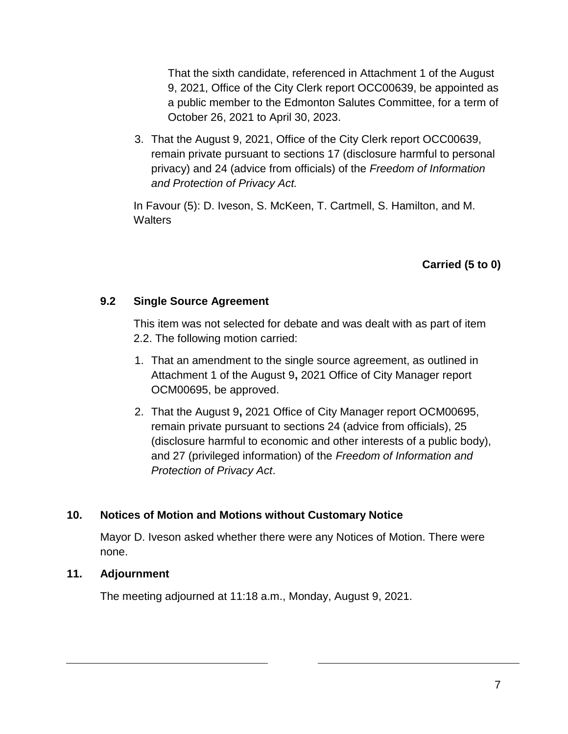That the sixth candidate, referenced in Attachment 1 of the August 9, 2021, Office of the City Clerk report OCC00639, be appointed as a public member to the Edmonton Salutes Committee, for a term of October 26, 2021 to April 30, 2023.

3. That the August 9, 2021, Office of the City Clerk report OCC00639, remain private pursuant to sections 17 (disclosure harmful to personal privacy) and 24 (advice from officials) of the *Freedom of Information and Protection of Privacy Act.*

In Favour (5): D. Iveson, S. McKeen, T. Cartmell, S. Hamilton, and M. Walters

**Carried (5 to 0)**

### 9.2 Single Source Agreement

This item was not selected for debate and was dealt with as part of item 2.2. The following motion carried:

1. That an amendment to the single source agreement, as outlined in Attachment 1 of the August 9**,** 2021 Office of City Manager report OCM00695, be approved.
2. That the August 9**,** 2021 Office of City Manager report OCM00695, remain private pursuant to sections 24 (advice from officials), 25 (disclosure harmful to economic and other interests of a public body), and 27 (privileged information) of the *Freedom of Information and Protection of Privacy Act*.

## 10. Notices of Motion and Motions without Customary Notice

Mayor D. Iveson asked whether there were any Notices of Motion. There were none.

## 11. Adjournment

The meeting adjourned at 11:18 a.m., Monday, August 9, 2021.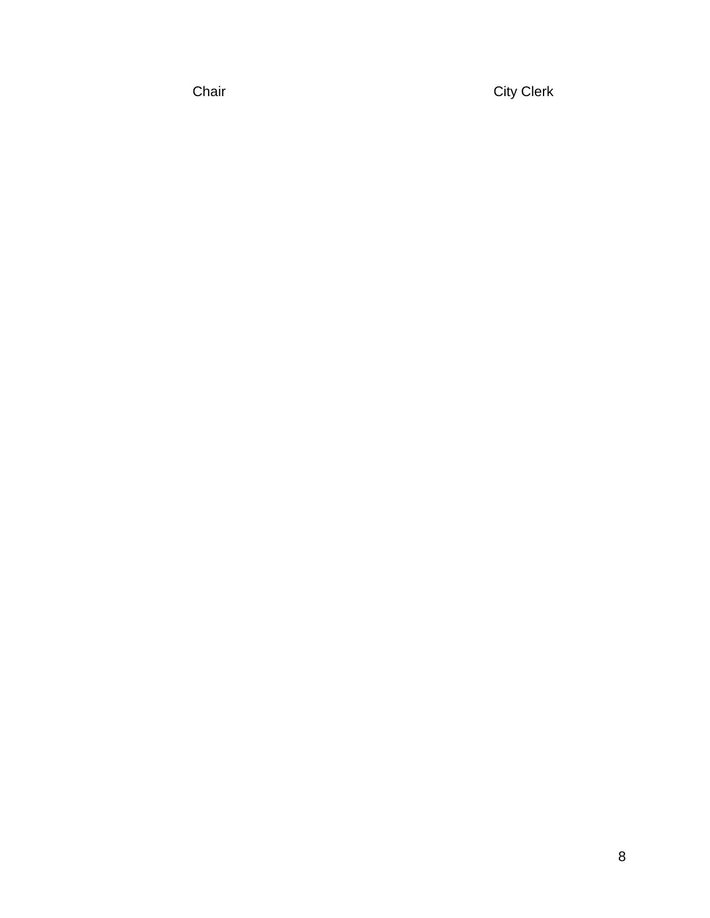Chair City Clerk